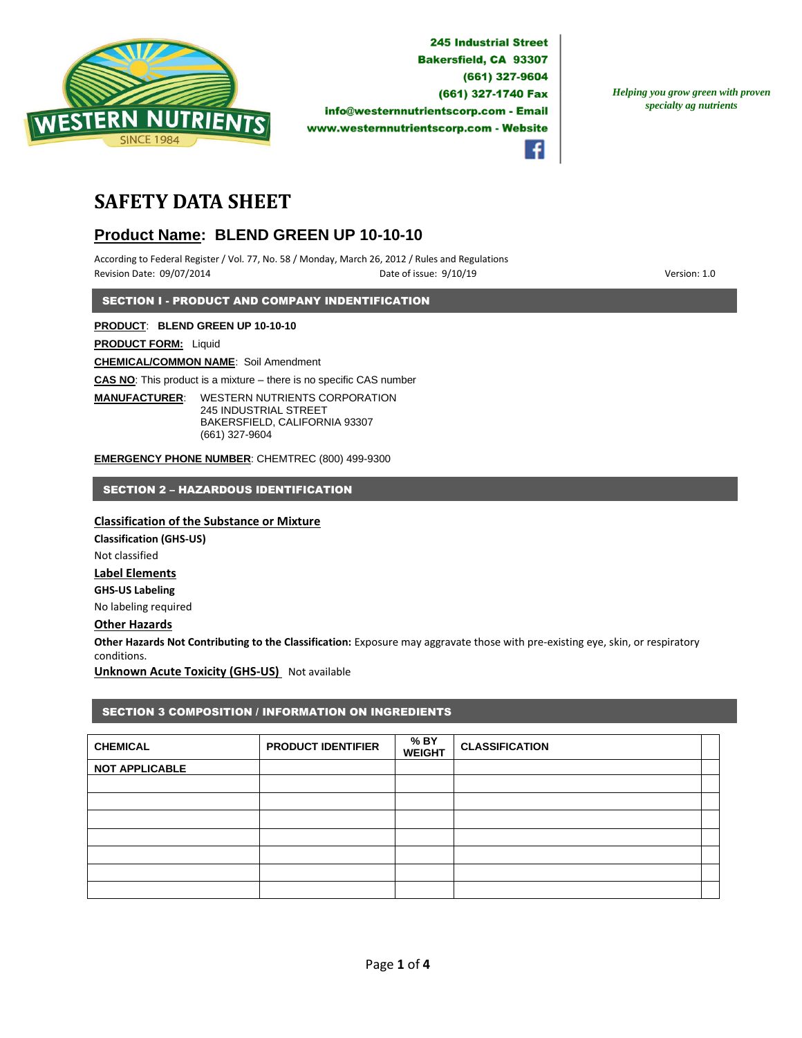WESTERN NUTRIENTS
SINCE 1984

245 Industrial Street
Bakersfield, CA 93307
(661) 327-9604
(661) 327-1740 Fax
info@westernnutrientscorp.com - Email
www.westernnutrientscorp.com - Website

*Helping you grow green with proven specialty ag nutrients*

# SAFETY DATA SHEET

## Product Name: BLEND GREEN UP 10-10-10

According to Federal Register / Vol. 77, No. 58 / Monday, March 26, 2012 / Rules and Regulations
Revision Date: 09/07/2014 Date of issue: 9/10/19 Version: 1.0

### SECTION I - PRODUCT AND COMPANY INDENTIFICATION

**PRODUCT**: **BLEND GREEN UP 10-10-10**

**PRODUCT FORM:** Liquid

**CHEMICAL/COMMON NAME**: Soil Amendment

**CAS NO**: This product is a mixture – there is no specific CAS number

**MANUFACTURER**: WESTERN NUTRIENTS CORPORATION
245 INDUSTRIAL STREET
BAKERSFIELD, CALIFORNIA 93307
(661) 327-9604

**EMERGENCY PHONE NUMBER**: CHEMTREC (800) 499-9300

### SECTION 2 – HAZARDOUS IDENTIFICATION

**Classification of the Substance or Mixture**

**Classification (GHS-US)**

Not classified

**Label Elements**

**GHS-US Labeling**

No labeling required

**Other Hazards**

**Other Hazards Not Contributing to the Classification:** Exposure may aggravate those with pre-existing eye, skin, or respiratory conditions.

**Unknown Acute Toxicity (GHS-US)** Not available

### SECTION 3 COMPOSITION / INFORMATION ON INGREDIENTS

| CHEMICAL | PRODUCT IDENTIFIER | % BY WEIGHT | CLASSIFICATION | |
|---|---|---|---|---|
| NOT APPLICABLE | | | | |
| | | | | |
| | | | | |
| | | | | |
| | | | | |
| | | | | |
| | | | | |
| | | | | |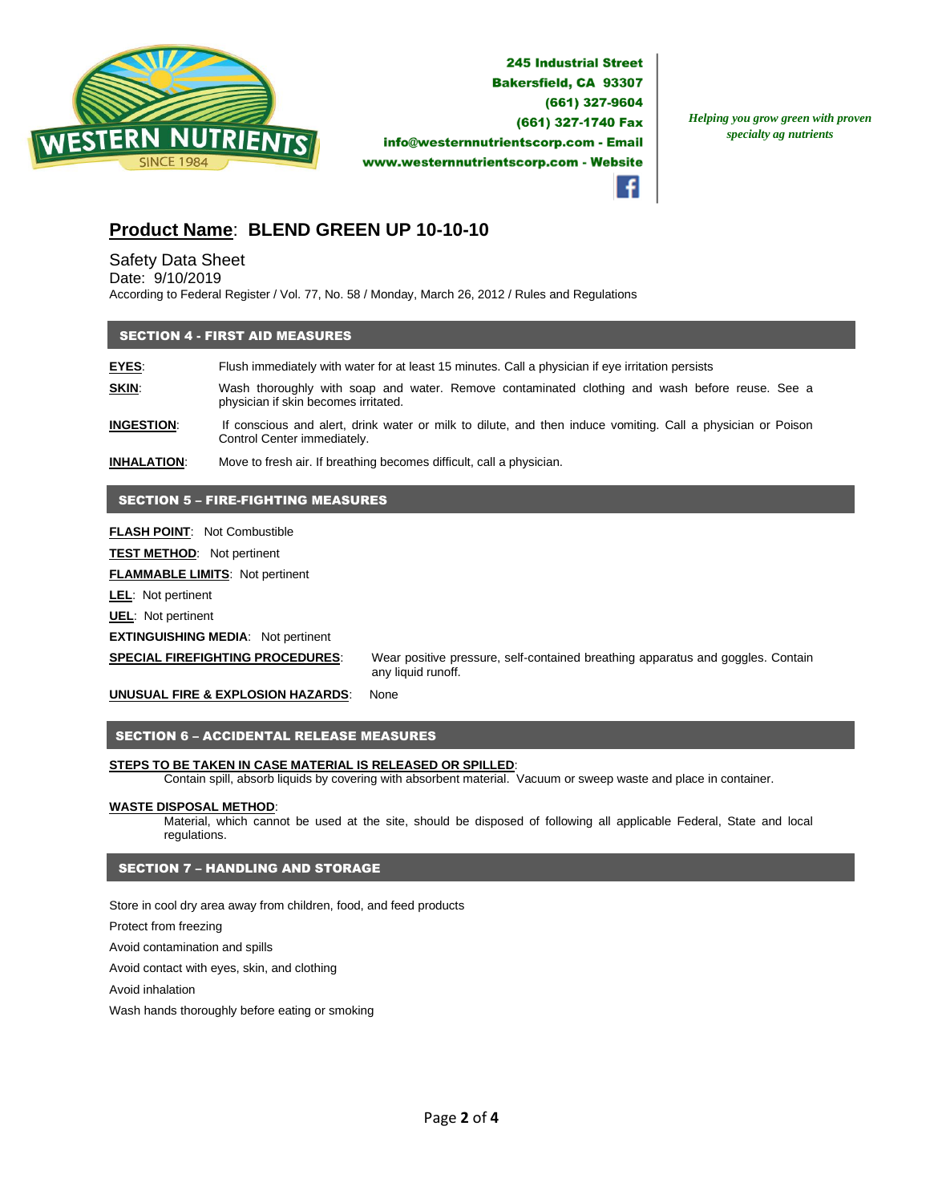**WESTERN NUTRIENTS**
SINCE 1984

**245 Industrial Street**
**Bakersfield, CA 93307**
**(661) 327-9604**
**(661) 327-1740 Fax**
**info@westernnutrientscorp.com - Email**
**www.westernnutrientscorp.com - Website**

*Helping you grow green with proven specialty ag nutrients*

## Product Name: BLEND GREEN UP 10-10-10

Safety Data Sheet
Date: 9/10/2019
According to Federal Register / Vol. 77, No. 58 / Monday, March 26, 2012 / Rules and Regulations

### SECTION 4 - FIRST AID MEASURES

**EYES**: Flush immediately with water for at least 15 minutes. Call a physician if eye irritation persists

**SKIN**: Wash thoroughly with soap and water. Remove contaminated clothing and wash before reuse. See a physician if skin becomes irritated.

**INGESTION**: If conscious and alert, drink water or milk to dilute, and then induce vomiting. Call a physician or Poison Control Center immediately.

**INHALATION**: Move to fresh air. If breathing becomes difficult, call a physician.

### SECTION 5 – FIRE-FIGHTING MEASURES

**FLASH POINT**: Not Combustible

**TEST METHOD**: Not pertinent

**FLAMMABLE LIMITS**: Not pertinent

**LEL**: Not pertinent

**UEL**: Not pertinent

**EXTINGUISHING MEDIA**: Not pertinent

**SPECIAL FIREFIGHTING PROCEDURES**: Wear positive pressure, self-contained breathing apparatus and goggles. Contain any liquid runoff.

**UNUSUAL FIRE & EXPLOSION HAZARDS**: None

### SECTION 6 – ACCIDENTAL RELEASE MEASURES

**STEPS TO BE TAKEN IN CASE MATERIAL IS RELEASED OR SPILLED**:
Contain spill, absorb liquids by covering with absorbent material. Vacuum or sweep waste and place in container.

**WASTE DISPOSAL METHOD**:
Material, which cannot be used at the site, should be disposed of following all applicable Federal, State and local regulations.

### SECTION 7 – HANDLING AND STORAGE

Store in cool dry area away from children, food, and feed products

Protect from freezing

Avoid contamination and spills

Avoid contact with eyes, skin, and clothing

Avoid inhalation

Wash hands thoroughly before eating or smoking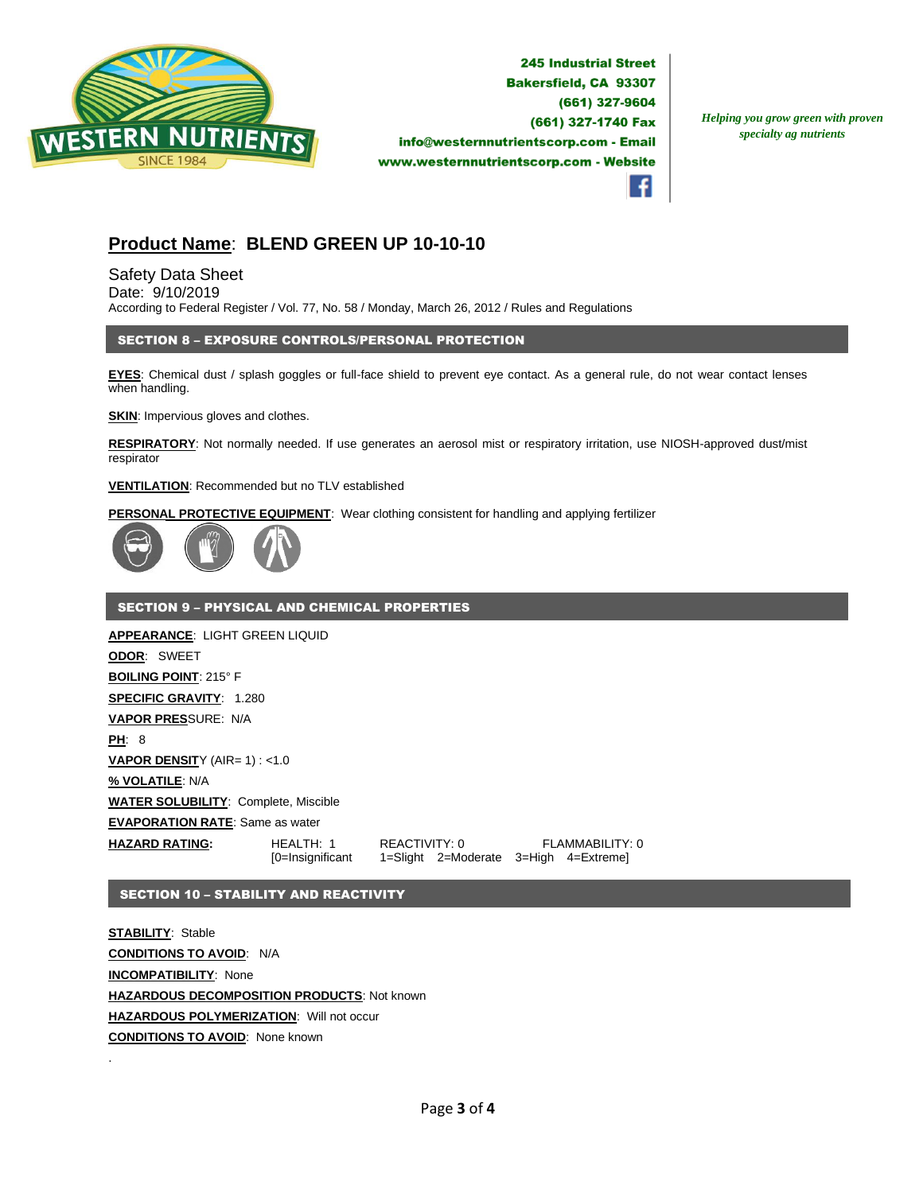245 Industrial Street
Bakersfield, CA 93307
(661) 327-9604
(661) 327-1740 Fax
info@westernnutrientscorp.com - Email
www.westernnutrientscorp.com - Website

*Helping you grow green with proven specialty ag nutrients*

## Product Name: BLEND GREEN UP 10-10-10

Safety Data Sheet
Date: 9/10/2019
According to Federal Register / Vol. 77, No. 58 / Monday, March 26, 2012 / Rules and Regulations

### SECTION 8 – EXPOSURE CONTROLS/PERSONAL PROTECTION

**EYES**: Chemical dust / splash goggles or full-face shield to prevent eye contact. As a general rule, do not wear contact lenses when handling.

**SKIN**: Impervious gloves and clothes.

**RESPIRATORY**: Not normally needed. If use generates an aerosol mist or respiratory irritation, use NIOSH-approved dust/mist respirator

**VENTILATION**: Recommended but no TLV established

**PERSONAL PROTECTIVE EQUIPMENT**: Wear clothing consistent for handling and applying fertilizer

### SECTION 9 – PHYSICAL AND CHEMICAL PROPERTIES

**APPEARANCE**: LIGHT GREEN LIQUID
**ODOR**: SWEET
**BOILING POINT**: 215° F
**SPECIFIC GRAVITY**: 1.280
**VAPOR PRESSURE**: N/A
**PH**: 8
**VAPOR DENSITY** (AIR= 1) : <1.0
**% VOLATILE**: N/A
**WATER SOLUBILITY**: Complete, Miscible
**EVAPORATION RATE**: Same as water
**HAZARD RATING:** HEALTH: 1 REACTIVITY: 0 FLAMMABILITY: 0
[0=Insignificant 1=Slight 2=Moderate 3=High 4=Extreme]

### SECTION 10 – STABILITY AND REACTIVITY

**STABILITY**: Stable
**CONDITIONS TO AVOID**: N/A
**INCOMPATIBILITY**: None
**HAZARDOUS DECOMPOSITION PRODUCTS**: Not known
**HAZARDOUS POLYMERIZATION**: Will not occur
**CONDITIONS TO AVOID**: None known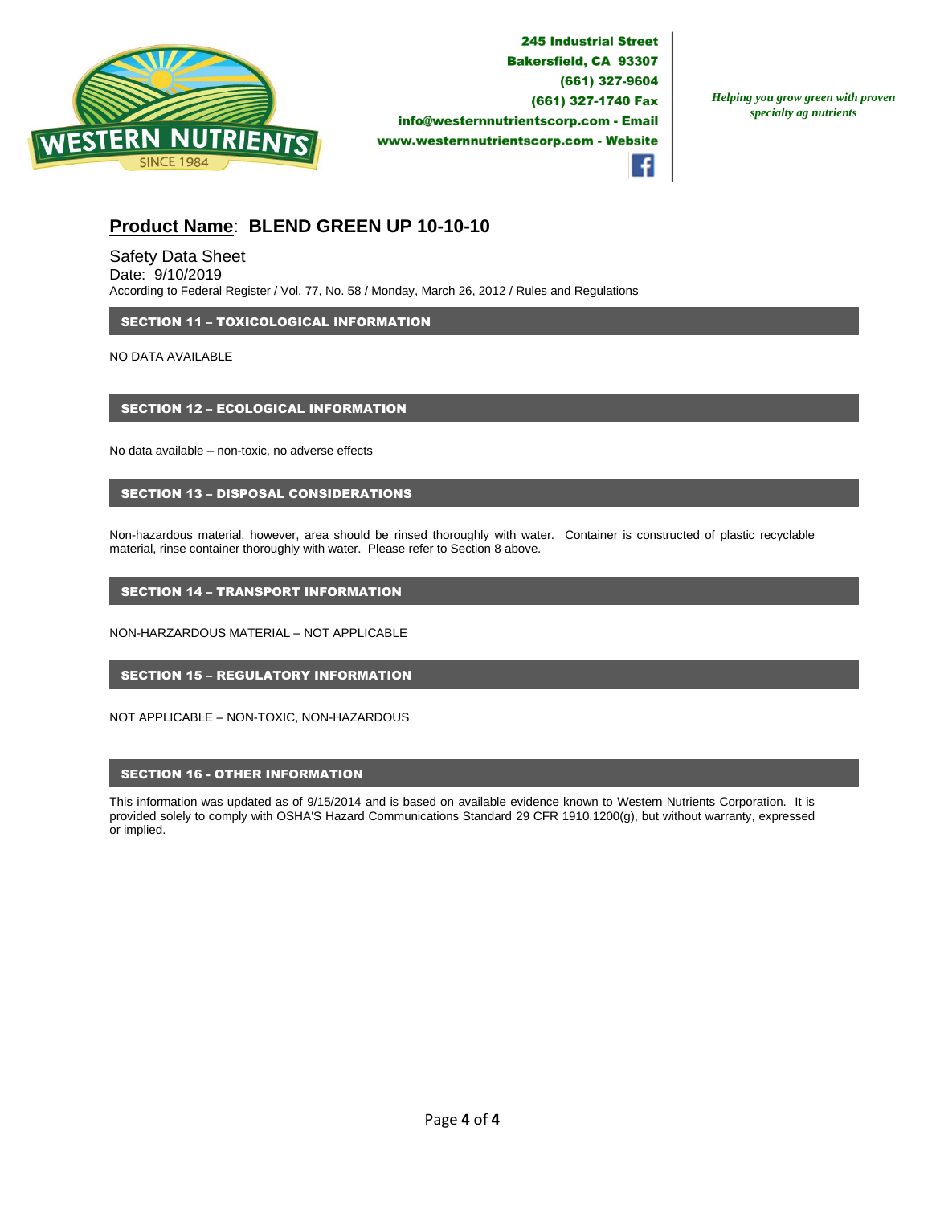245 Industrial Street
Bakersfield, CA 93307
(661) 327-9604
(661) 327-1740 Fax
info@westernnutrientscorp.com - Email
www.westernnutrientscorp.com - Website

*Helping you grow green with proven specialty ag nutrients*

## Product Name: BLEND GREEN UP 10-10-10

Safety Data Sheet
Date: 9/10/2019
According to Federal Register / Vol. 77, No. 58 / Monday, March 26, 2012 / Rules and Regulations

### SECTION 11 – TOXICOLOGICAL INFORMATION

NO DATA AVAILABLE

### SECTION 12 – ECOLOGICAL INFORMATION

No data available – non-toxic, no adverse effects

### SECTION 13 – DISPOSAL CONSIDERATIONS

Non-hazardous material, however, area should be rinsed thoroughly with water. Container is constructed of plastic recyclable material, rinse container thoroughly with water. Please refer to Section 8 above.

### SECTION 14 – TRANSPORT INFORMATION

NON-HARZARDOUS MATERIAL – NOT APPLICABLE

### SECTION 15 – REGULATORY INFORMATION

NOT APPLICABLE – NON-TOXIC, NON-HAZARDOUS

### SECTION 16 - OTHER INFORMATION

This information was updated as of 9/15/2014 and is based on available evidence known to Western Nutrients Corporation. It is provided solely to comply with OSHA'S Hazard Communications Standard 29 CFR 1910.1200(g), but without warranty, expressed or implied.